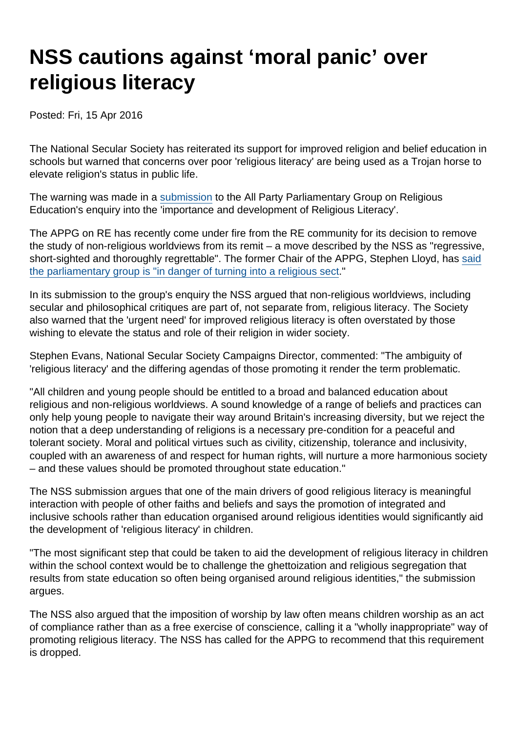# NSS cautions against 'moral panic' over religious literacy

Posted: Fri, 15 Apr 2016

The National Secular Society has reiterated its support for improved religion and belief education in schools but warned that concerns over poor 'religious literacy' are being used as a Trojan horse to elevate religion's status in public life.

The warning was made in a submission to the All Party Parliamentary Group on Religious Education's enquiry into the 'importance and development of Religious Literacy'.

The APPG on RE has recently come under fire from the RE community for its decision to remove the study of non-religious worldviews from its remit – a move described by the NSS as "regressive, short-sighted and thoroughly regrettable". The former Chair of the APPG, Stephen Lloyd, has said the parliamentary group is "in danger of turning into a religious sect."

In its submission to the group's enquiry the NSS argued that non-religious worldviews, including secular and philosophical critiques are part of, not separate from, religious literacy. The Society also warned that the 'urgent need' for improved religious literacy is often overstated by those wishing to elevate the status and role of their religion in wider society.

Stephen Evans, National Secular Society Campaigns Director, commented: "The ambiguity of 'religious literacy' and the differing agendas of those promoting it render the term problematic.

"All children and young people should be entitled to a broad and balanced education about religious and non-religious worldviews. A sound knowledge of a range of beliefs and practices can only help young people to navigate their way around Britain's increasing diversity, but we reject the notion that a deep understanding of religions is a necessary pre-condition for a peaceful and tolerant society. Moral and political virtues such as civility, citizenship, tolerance and inclusivity, coupled with an awareness of and respect for human rights, will nurture a more harmonious society – and these values should be promoted throughout state education."

The NSS submission argues that one of the main drivers of good religious literacy is meaningful interaction with people of other faiths and beliefs and says the promotion of integrated and inclusive schools rather than education organised around religious identities would significantly aid the development of 'religious literacy' in children.

"The most significant step that could be taken to aid the development of religious literacy in children within the school context would be to challenge the ghettoization and religious segregation that results from state education so often being organised around religious identities," the submission argues.

The NSS also argued that the imposition of worship by law often means children worship as an act of compliance rather than as a free exercise of conscience, calling it a "wholly inappropriate" way of promoting religious literacy. The NSS has called for the APPG to recommend that this requirement is dropped.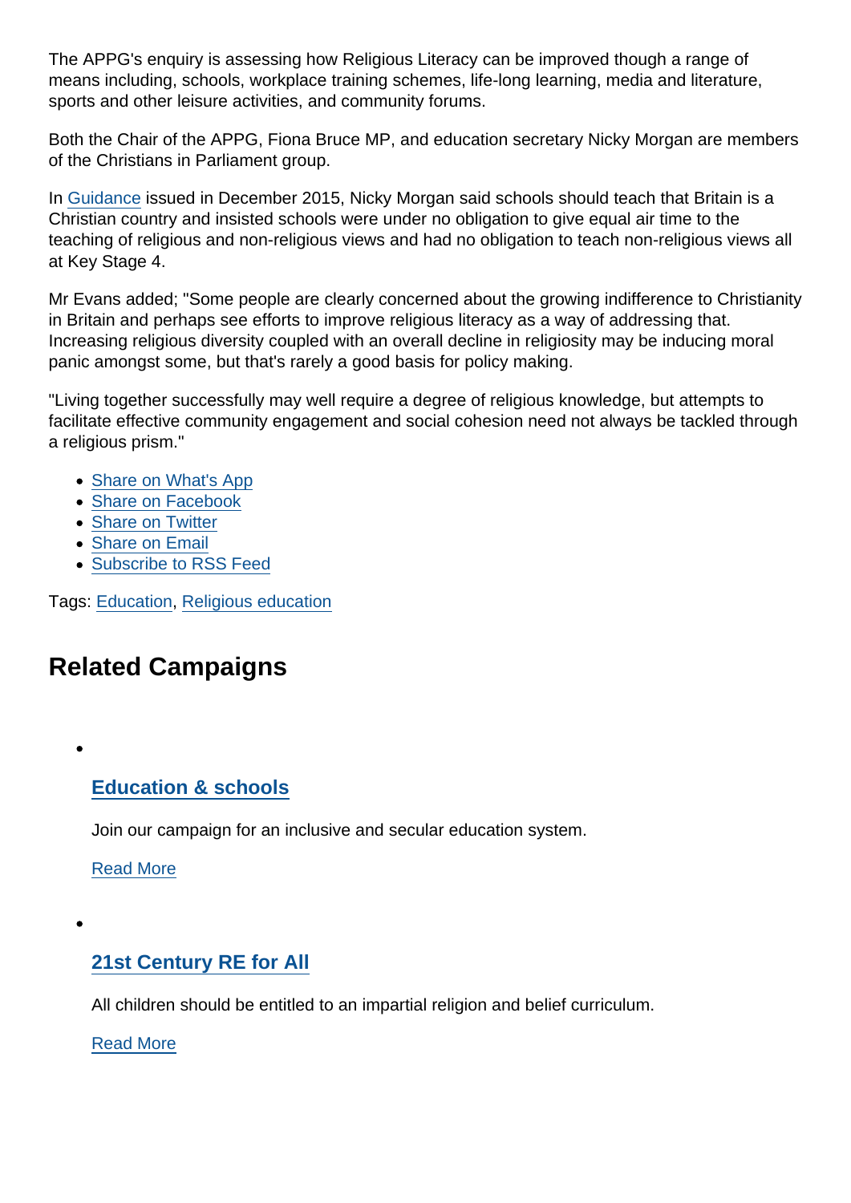The APPG's enquiry is assessing how Religious Literacy can be improved though a range of means including, schools, workplace training schemes, life-long learning, media and literature, sports and other leisure activities, and community forums.

Both the Chair of the APPG, Fiona Bruce MP, and education secretary Nicky Morgan are members of the Christians in Parliament group.

In Guidance issued in December 2015, Nicky Morgan said schools should teach that Britain is a Christian country and insisted schools were under no obligation to give equal air time to the teaching of religious and non-religious views and had no obligation to teach non-religious views all at Key Stage 4.

Mr Evans added; "Some people are clearly concerned about the growing indifference to Christianity in Britain and perhaps see efforts to improve religious literacy as a way of addressing that. Increasing religious diversity coupled with an overall decline in religiosity may be inducing moral panic amongst some, but that's rarely a good basis for policy making.

"Living together successfully may well require a degree of religious knowledge, but attempts to facilitate effective community engagement and social cohesion need not always be tackled through a religious prism."

- Share on What's App
- Share on Facebook
- Share on Twitter
- Share on Email
- Subscribe to RSS Feed

Tags: Education, Religious education

## Related Campaigns

- ### Education & schools

  Join our campaign for an inclusive and secular education system.

  Read More

- ### 21st Century RE for All

  All children should be entitled to an impartial religion and belief curriculum.

  Read More